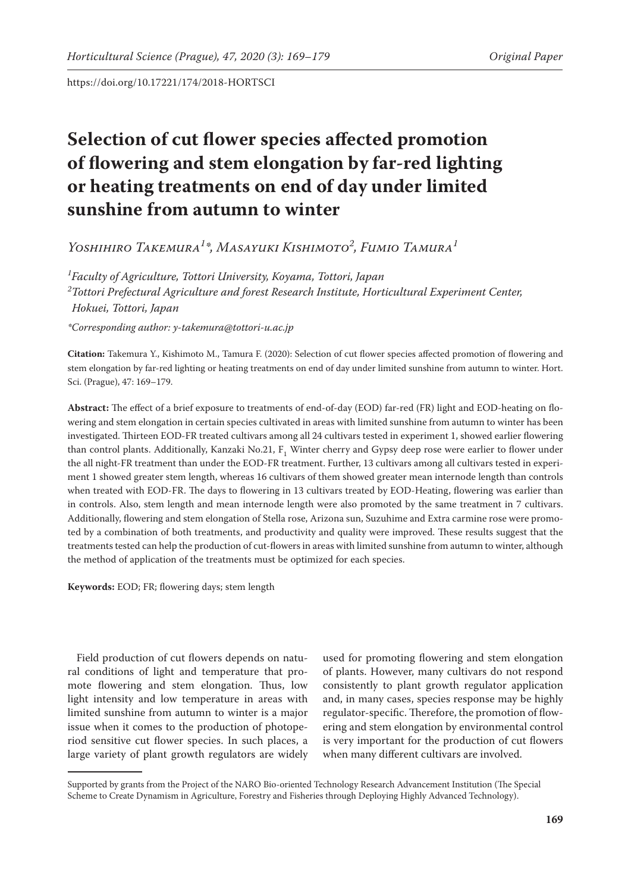# Selection of cut flower species affected promotion of flowering and stem elongation by far-red lighting or heating treatments on end of day under limited sunshine from autumn to winter

*Yoshihiro Takemura[1]\*, Masayuki Kishimoto[2], Fumio Tamura[1]*

[1]*Faculty of Agriculture, Tottori University, Koyama, Tottori, Japan*
[2]*Tottori Prefectural Agriculture and forest Research Institute, Horticultural Experiment Center, Hokuei, Tottori, Japan*

*\*Corresponding author: y-takemura@tottori-u.ac.jp*

**Citation:** Takemura Y., Kishimoto M., Tamura F. (2020): Selection of cut flower species affected promotion of flowering and stem elongation by far-red lighting or heating treatments on end of day under limited sunshine from autumn to winter. Hort. Sci. (Prague), 47: 169–179.

**Abstract:** The effect of a brief exposure to treatments of end-of-day (EOD) far-red (FR) light and EOD-heating on flowering and stem elongation in certain species cultivated in areas with limited sunshine from autumn to winter has been investigated. Thirteen EOD-FR treated cultivars among all 24 cultivars tested in experiment 1, showed earlier flowering than control plants. Additionally, Kanzaki No.21, $F_1$ Winter cherry and Gypsy deep rose were earlier to flower under the all night-FR treatment than under the EOD-FR treatment. Further, 13 cultivars among all cultivars tested in experiment 1 showed greater stem length, whereas 16 cultivars of them showed greater mean internode length than controls when treated with EOD-FR. The days to flowering in 13 cultivars treated by EOD-Heating, flowering was earlier than in controls. Also, stem length and mean internode length were also promoted by the same treatment in 7 cultivars. Additionally, flowering and stem elongation of Stella rose, Arizona sun, Suzuhime and Extra carmine rose were promoted by a combination of both treatments, and productivity and quality were improved. These results suggest that the treatments tested can help the production of cut-flowers in areas with limited sunshine from autumn to winter, although the method of application of the treatments must be optimized for each species.

**Keywords:** EOD; FR; flowering days; stem length

Field production of cut flowers depends on natural conditions of light and temperature that promote flowering and stem elongation. Thus, low light intensity and low temperature in areas with limited sunshine from autumn to winter is a major issue when it comes to the production of photoperiod sensitive cut flower species. In such places, a large variety of plant growth regulators are widely used for promoting flowering and stem elongation of plants. However, many cultivars do not respond consistently to plant growth regulator application and, in many cases, species response may be highly regulator-specific. Therefore, the promotion of flowering and stem elongation by environmental control is very important for the production of cut flowers when many different cultivars are involved.

Supported by grants from the Project of the NARO Bio-oriented Technology Research Advancement Institution (The Special Scheme to Create Dynamism in Agriculture, Forestry and Fisheries through Deploying Highly Advanced Technology).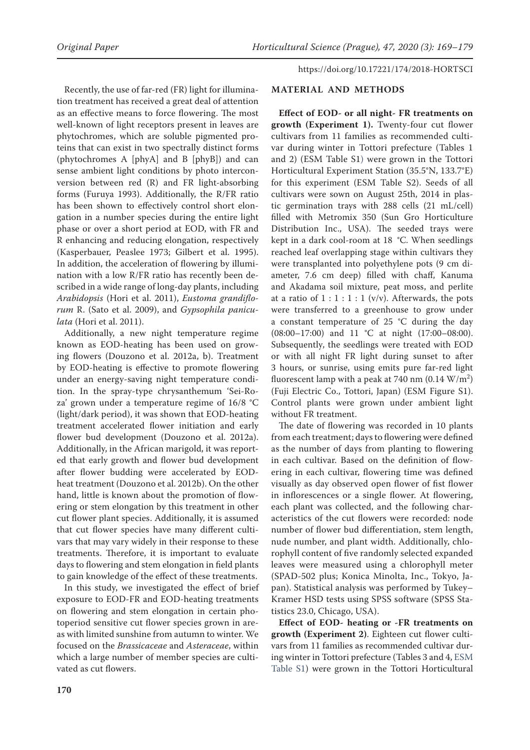Recently, the use of far-red (FR) light for illumination treatment has received a great deal of attention as an effective means to force flowering. The most well-known of light receptors present in leaves are phytochromes, which are soluble pigmented proteins that can exist in two spectrally distinct forms (phytochromes A [phyA] and B [phyB]) and can sense ambient light conditions by photo interconversion between red (R) and FR light-absorbing forms (Furuya 1993). Additionally, the R/FR ratio has been shown to effectively control short elongation in a number species during the entire light phase or over a short period at EOD, with FR and R enhancing and reducing elongation, respectively (Kasperbauer, Peaslee 1973; Gilbert et al. 1995). In addition, the acceleration of flowering by illumination with a low R/FR ratio has recently been described in a wide range of long-day plants, including *Arabidopsis* (Hori et al. 2011), *Eustoma grandiflorum* R. (Sato et al. 2009), and *Gypsophila paniculata* (Hori et al. 2011).

Additionally, a new night temperature regime known as EOD-heating has been used on growing flowers (Douzono et al. 2012a, b). Treatment by EOD-heating is effective to promote flowering under an energy-saving night temperature condition. In the spray-type chrysanthemum 'Sei-Roza' grown under a temperature regime of 16/8 °C (light/dark period), it was shown that EOD-heating treatment accelerated flower initiation and early flower bud development (Douzono et al. 2012a). Additionally, in the African marigold, it was reported that early growth and flower bud development after flower budding were accelerated by EOD-heat treatment (Douzono et al. 2012b). On the other hand, little is known about the promotion of flowering or stem elongation by this treatment in other cut flower plant species. Additionally, it is assumed that cut flower species have many different cultivars that may vary widely in their response to these treatments. Therefore, it is important to evaluate days to flowering and stem elongation in field plants to gain knowledge of the effect of these treatments.

In this study, we investigated the effect of brief exposure to EOD-FR and EOD-heating treatments on flowering and stem elongation in certain photoperiod sensitive cut flower species grown in areas with limited sunshine from autumn to winter. We focused on the *Brassicaceae* and *Asteraceae*, within which a large number of member species are cultivated as cut flowers.

## MATERIAL AND METHODS

**Effect of EOD- or all night- FR treatments on growth (Experiment 1).** Twenty-four cut flower cultivars from 11 families as recommended cultivar during winter in Tottori prefecture (Tables 1 and 2) (ESM Table S1) were grown in the Tottori Horticultural Experiment Station (35.5°N, 133.7°E) for this experiment (ESM Table S2). Seeds of all cultivars were sown on August 25th, 2014 in plastic germination trays with 288 cells (21 mL/cell) filled with Metromix 350 (Sun Gro Horticulture Distribution Inc., USA). The seeded trays were kept in a dark cool-room at 18 °C. When seedlings reached leaf overlapping stage within cultivars they were transplanted into polyethylene pots (9 cm diameter, 7.6 cm deep) filled with chaff, Kanuma and Akadama soil mixture, peat moss, and perlite at a ratio of 1 : 1 : 1 : 1 (v/v). Afterwards, the pots were transferred to a greenhouse to grow under a constant temperature of 25 °C during the day (08:00–17:00) and 11 °C at night (17:00–08:00). Subsequently, the seedlings were treated with EOD or with all night FR light during sunset to after 3 hours, or sunrise, using emits pure far-red light fluorescent lamp with a peak at 740 nm (0.14 W/m$^2$) (Fuji Electric Co., Tottori, Japan) (ESM Figure S1). Control plants were grown under ambient light without FR treatment.

The date of flowering was recorded in 10 plants from each treatment; days to flowering were defined as the number of days from planting to flowering in each cultivar. Based on the definition of flowering in each cultivar, flowering time was defined visually as day observed open flower of fist flower in inflorescences or a single flower. At flowering, each plant was collected, and the following characteristics of the cut flowers were recorded: node number of flower bud differentiation, stem length, nude number, and plant width. Additionally, chlorophyll content of five randomly selected expanded leaves were measured using a chlorophyll meter (SPAD-502 plus; Konica Minolta, Inc., Tokyo, Japan). Statistical analysis was performed by Tukey–Kramer HSD tests using SPSS software (SPSS Statistics 23.0, Chicago, USA).

**Effect of EOD- heating or -FR treatments on growth (Experiment 2)**. Eighteen cut flower cultivars from 11 families as recommended cultivar during winter in Tottori prefecture (Tables 3 and 4, ESM Table S1) were grown in the Tottori Horticultural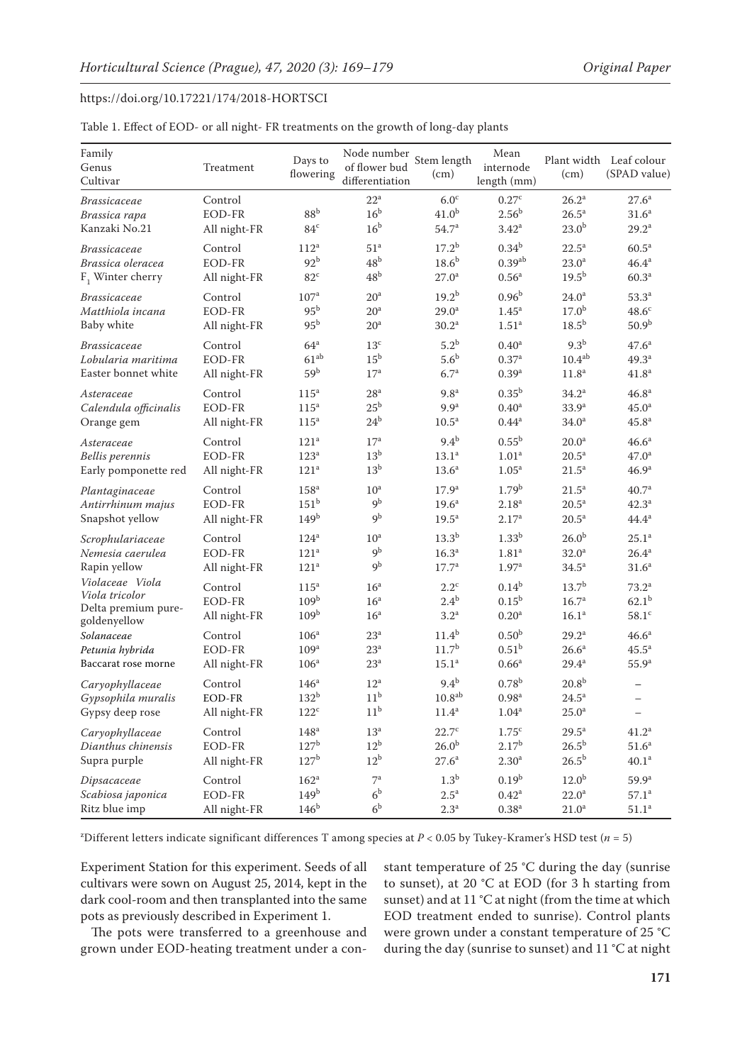Table 1. Effect of EOD- or all night- FR treatments on the growth of long-day plants

| Family<br>Genus<br>Cultivar | Treatment | Days to flowering | Node number of flower bud differentiation | Stem length (cm) | Mean internode length (mm) | Plant width (cm) | Leaf colour (SPAD value) |
|---|---|---|---|---|---|---|---|
| *Brassicaceae* | Control | | 22[a] | 6.0[c] | 0.27[c] | 26.2[a] | 27.6[a] |
| *Brassica rapa* | EOD-FR | 88[b] | 16[b] | 41.0[b] | 2.56[b] | 26.5[a] | 31.6[a] |
| Kanzaki No.21 | All night-FR | 84[c] | 16[b] | 54.7[a] | 3.42[a] | 23.0[b] | 29.2[a] |
| *Brassicaceae* | Control | 112[a] | 51[a] | 17.2[b] | 0.34[b] | 22.5[a] | 60.5[a] |
| *Brassica oleracea* | EOD-FR | 92[b] | 48[b] | 18.6[b] | 0.39[ab] | 23.0[a] | 46.4[a] |
| $F_1$ Winter cherry | All night-FR | 82[c] | 48[b] | 27.0[a] | 0.56[a] | 19.5[b] | 60.3[a] |
| *Brassicaceae* | Control | 107[a] | 20[a] | 19.2[b] | 0.96[b] | 24.0[a] | 53.3[a] |
| *Matthiola incana* | EOD-FR | 95[b] | 20[a] | 29.0[a] | 1.45[a] | 17.0[b] | 48.6[c] |
| Baby white | All night-FR | 95[b] | 20[a] | 30.2[a] | 1.51[a] | 18.5[b] | 50.9[b] |
| *Brassicaceae* | Control | 64[a] | 13[c] | 5.2[b] | 0.40[a] | 9.3[b] | 47.6[a] |
| *Lobularia maritima* | EOD-FR | 61[ab] | 15[b] | 5.6[b] | 0.37[a] | 10.4[ab] | 49.3[a] |
| Easter bonnet white | All night-FR | 59[b] | 17[a] | 6.7[a] | 0.39[a] | 11.8[a] | 41.8[a] |
| *Asteraceae* | Control | 115[a] | 28[a] | 9.8[a] | 0.35[b] | 34.2[a] | 46.8[a] |
| *Calendula officinalis* | EOD-FR | 115[a] | 25[b] | 9.9[a] | 0.40[a] | 33.9[a] | 45.0[a] |
| Orange gem | All night-FR | 115[a] | 24[b] | 10.5[a] | 0.44[a] | 34.0[a] | 45.8[a] |
| *Asteraceae* | Control | 121[a] | 17[a] | 9.4[b] | 0.55[b] | 20.0[a] | 46.6[a] |
| *Bellis perennis* | EOD-FR | 123[a] | 13[b] | 13.1[a] | 1.01[a] | 20.5[a] | 47.0[a] |
| Early pomponette red | All night-FR | 121[a] | 13[b] | 13.6[a] | 1.05[a] | 21.5[a] | 46.9[a] |
| *Plantaginaceae* | Control | 158[a] | 10[a] | 17.9[a] | 1.79[b] | 21.5[a] | 40.7[a] |
| *Antirrhinum majus* | EOD-FR | 151[b] | 9[b] | 19.6[a] | 2.18[a] | 20.5[a] | 42.3[a] |
| Snapshot yellow | All night-FR | 149[b] | 9[b] | 19.5[a] | 2.17[a] | 20.5[a] | 44.4[a] |
| *Scrophulariaceae* | Control | 124[a] | 10[a] | 13.3[b] | 1.33[b] | 26.0[b] | 25.1[a] |
| *Nemesia caerulea* | EOD-FR | 121[a] | 9[b] | 16.3[a] | 1.81[a] | 32.0[a] | 26.4[a] |
| Rapin yellow | All night-FR | 121[a] | 9[b] | 17.7[a] | 1.97[a] | 34.5[a] | 31.6[a] |
| *Violaceae Viola*<br>*Viola tricolor* | Control | 115[a] | 16[a] | 2.2[c] | 0.14[b] | 13.7[b] | 73.2[a] |
| Delta premium pure-goldenyellow | EOD-FR | 109[b] | 16[a] | 2.4[b] | 0.15[b] | 16.7[a] | 62.1[b] |
| | All night-FR | 109[b] | 16[a] | 3.2[a] | 0.20[a] | 16.1[a] | 58.1[c] |
| *Solanaceae* | Control | 106[a] | 23[a] | 11.4[b] | 0.50[b] | 29.2[a] | 46.6[a] |
| *Petunia hybrida* | EOD-FR | 109[a] | 23[a] | 11.7[b] | 0.51[b] | 26.6[a] | 45.5[a] |
| Baccarat rose morne | All night-FR | 106[a] | 23[a] | 15.1[a] | 0.66[a] | 29.4[a] | 55.9[a] |
| *Caryophyllaceae* | Control | 146[a] | 12[a] | 9.4[b] | 0.78[b] | 20.8[b] | – |
| *Gypsophila muralis* | EOD-FR | 132[b] | 11[b] | 10.8[ab] | 0.98[a] | 24.5[a] | – |
| Gypsy deep rose | All night-FR | 122[c] | 11[b] | 11.4[a] | 1.04[a] | 25.0[a] | – |
| *Caryophyllaceae* | Control | 148[a] | 13[a] | 22.7[c] | 1.75[c] | 29.5[a] | 41.2[a] |
| *Dianthus chinensis* | EOD-FR | 127[b] | 12[b] | 26.0[b] | 2.17[b] | 26.5[b] | 51.6[a] |
| Supra purple | All night-FR | 127[b] | 12[b] | 27.6[a] | 2.30[a] | 26.5[b] | 40.1[a] |
| *Dipsacaceae* | Control | 162[a] | 7[a] | 1.3[b] | 0.19[b] | 12.0[b] | 59.9[a] |
| *Scabiosa japonica* | EOD-FR | 149[b] | 6[b] | 2.5[a] | 0.42[a] | 22.0[a] | 57.1[a] |
| Ritz blue imp | All night-FR | 146[b] | 6[b] | 2.3[a] | 0.38[a] | 21.0[a] | 51.1[a] |

[z]Different letters indicate significant differences T among species at $P < 0.05$ by Tukey-Kramer's HSD test ($n = 5$)

Experiment Station for this experiment. Seeds of all cultivars were sown on August 25, 2014, kept in the dark cool-room and then transplanted into the same pots as previously described in Experiment 1.

The pots were transferred to a greenhouse and grown under EOD-heating treatment under a constant temperature of 25 °C during the day (sunrise to sunset), at 20 °C at EOD (for 3 h starting from sunset) and at 11 °C at night (from the time at which EOD treatment ended to sunrise). Control plants were grown under a constant temperature of 25 °C during the day (sunrise to sunset) and 11 °C at night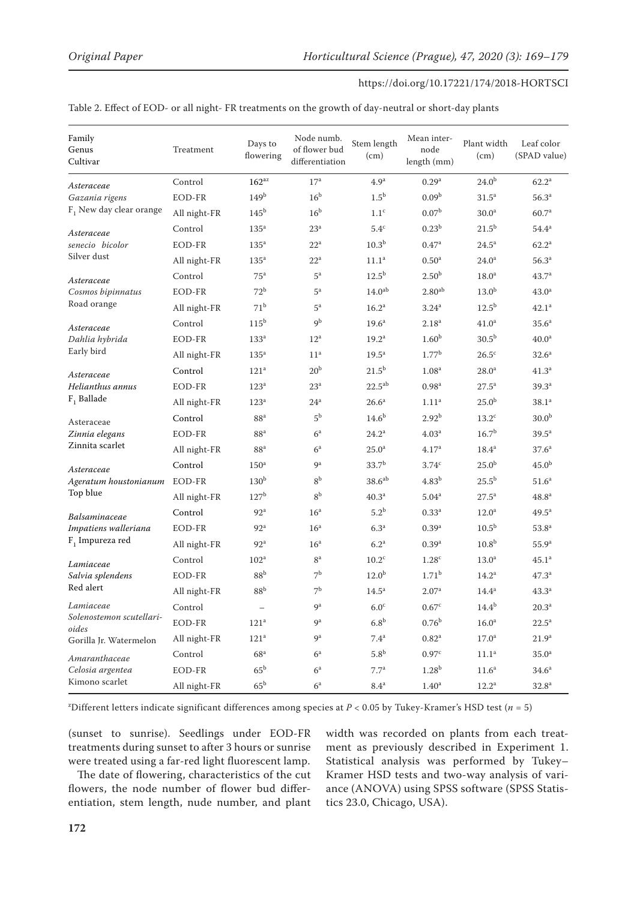https://doi.org/10.17221/174/2018-HORTSCI

Table 2. Effect of EOD- or all night- FR treatments on the growth of day-neutral or short-day plants

| Family<br>Genus<br>Cultivar | Treatment | Days to flowering | Node numb. of flower bud differentiation | Stem length (cm) | Mean inter-node length (mm) | Plant width (cm) | Leaf color (SPAD value) |
|---|---|---|---|---|---|---|---|
| *Asteraceae* | Control | 162[az] | 17[a] | 4.9[a] | 0.29[a] | 24.0[b] | 62.2[a] |
| *Gazania rigens* | EOD-FR | 149[b] | 16[b] | 1.5[b] | 0.09[b] | 31.5[a] | 56.3[a] |
| $F_1$ New day clear orange | All night-FR | 145[b] | 16[b] | 1.1[c] | 0.07[b] | 30.0[a] | 60.7[a] |
| *Asteraceae* | Control | 135[a] | 23[a] | 5.4[c] | 0.23[b] | 21.5[b] | 54.4[a] |
| *senecio bicolor* | EOD-FR | 135[a] | 22[a] | 10.3[b] | 0.47[a] | 24.5[a] | 62.2[a] |
| Silver dust | All night-FR | 135[a] | 22[a] | 11.1[a] | 0.50[a] | 24.0[a] | 56.3[a] |
| *Asteraceae* | Control | 75[a] | 5[a] | 12.5[b] | 2.50[b] | 18.0[a] | 43.7[a] |
| *Cosmos bipinnatus* | EOD-FR | 72[b] | 5[a] | 14.0[ab] | 2.80[ab] | 13.0[b] | 43.0[a] |
| Road orange | All night-FR | 71[b] | 5[a] | 16.2[a] | 3.24[a] | 12.5[b] | 42.1[a] |
| *Asteraceae* | Control | 115[b] | 9[b] | 19.6[a] | 2.18[a] | 41.0[a] | 35.6[a] |
| *Dahlia hybrida* | EOD-FR | 133[a] | 12[a] | 19.2[a] | 1.60[b] | 30.5[b] | 40.0[a] |
| Early bird | All night-FR | 135[a] | 11[a] | 19.5[a] | 1.77[b] | 26.5[c] | 32.6[a] |
| *Asteraceae* | Control | 121[a] | 20[b] | 21.5[b] | 1.08[a] | 28.0[a] | 41.3[a] |
| *Helianthus annus* | EOD-FR | 123[a] | 23[a] | 22.5[ab] | 0.98[a] | 27.5[a] | 39.3[a] |
| $F_1$ Ballade | All night-FR | 123[a] | 24[a] | 26.6[a] | 1.11[a] | 25.0[b] | 38.1[a] |
| Asteraceae | Control | 88[a] | 5[b] | 14.6[b] | 2.92[b] | 13.2[c] | 30.0[b] |
| *Zinnia elegans* | EOD-FR | 88[a] | 6[a] | 24.2[a] | 4.03[a] | 16.7[b] | 39.5[a] |
| Zinnita scarlet | All night-FR | 88[a] | 6[a] | 25.0[a] | 4.17[a] | 18.4[a] | 37.6[a] |
| *Asteraceae* | Control | 150[a] | 9[a] | 33.7[b] | 3.74[c] | 25.0[b] | 45.0[b] |
| *Ageratum houstonianum* | EOD-FR | 130[b] | 8[b] | 38.6[ab] | 4.83[b] | 25.5[b] | 51.6[a] |
| Top blue | All night-FR | 127[b] | 8[b] | 40.3[a] | 5.04[a] | 27.5[a] | 48.8[a] |
| *Balsaminaceae* | Control | 92[a] | 16[a] | 5.2[b] | 0.33[a] | 12.0[a] | 49.5[a] |
| *Impatiens walleriana* | EOD-FR | 92[a] | 16[a] | 6.3[a] | 0.39[a] | 10.5[b] | 53.8[a] |
| $F_1$ Impureza red | All night-FR | 92[a] | 16[a] | 6.2[a] | 0.39[a] | 10.8[b] | 55.9[a] |
| *Lamiaceae* | Control | 102[a] | 8[a] | 10.2[c] | 1.28[c] | 13.0[a] | 45.1[a] |
| *Salvia splendens* | EOD-FR | 88[b] | 7[b] | 12.0[b] | 1.71[b] | 14.2[a] | 47.3[a] |
| Red alert | All night-FR | 88[b] | 7[b] | 14.5[a] | 2.07[a] | 14.4[a] | 43.3[a] |
| *Lamiaceae* | Control | – | 9[a] | 6.0[c] | 0.67[c] | 14.4[b] | 20.3[a] |
| *Solenostemon scutellarioides* | EOD-FR | 121[a] | 9[a] | 6.8[b] | 0.76[b] | 16.0[a] | 22.5[a] |
| Gorilla Jr. Watermelon | All night-FR | 121[a] | 9[a] | 7.4[a] | 0.82[a] | 17.0[a] | 21.9[a] |
| *Amaranthaceae* | Control | 68[a] | 6[a] | 5.8[b] | 0.97[c] | 11.1[a] | 35.0[a] |
| *Celosia argentea* | EOD-FR | 65[b] | 6[a] | 7.7[a] | 1.28[b] | 11.6[a] | 34.6[a] |
| Kimono scarlet | All night-FR | 65[b] | 6[a] | 8.4[a] | 1.40[a] | 12.2[a] | 32.8[a] |

[z]Different letters indicate significant differences among species at $P < 0.05$ by Tukey-Kramer's HSD test ($n = 5$)

(sunset to sunrise). Seedlings under EOD-FR treatments during sunset to after 3 hours or sunrise were treated using a far-red light fluorescent lamp.

The date of flowering, characteristics of the cut flowers, the node number of flower bud differentiation, stem length, nude number, and plant width was recorded on plants from each treatment as previously described in Experiment 1. Statistical analysis was performed by Tukey–Kramer HSD tests and two-way analysis of variance (ANOVA) using SPSS software (SPSS Statistics 23.0, Chicago, USA).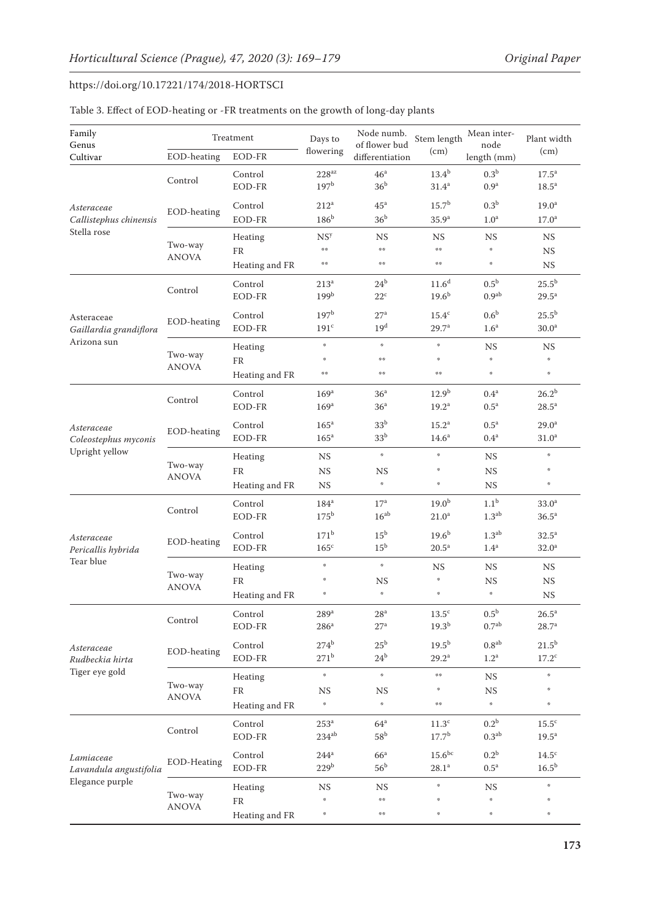https://doi.org/10.17221/174/2018-HORTSCI

Table 3. Effect of EOD-heating or -FR treatments on the growth of long-day plants

| Family Genus Cultivar | Treatment | | Days to flowering | Node numb. of flower bud differentiation | Stem length (cm) | Mean inter-node length (mm) | Plant width (cm) |
|---|---|---|---|---|---|---|---|
| | EOD-heating | EOD-FR | | | | | |
| *Asteraceae* *Callistephus chinensis* Stella rose | Control | Control | 228[az] | 46[a] | 13.4[b] | 0.3[b] | 17.5[a] |
| | | EOD-FR | 197[b] | 36[b] | 31.4[a] | 0.9[a] | 18.5[a] |
| | EOD-heating | Control | 212[a] | 45[a] | 15.7[b] | 0.3[b] | 19.0[a] |
| | | EOD-FR | 186[b] | 36[b] | 35.9[a] | 1.0[a] | 17.0[a] |
| | Two-way ANOVA | Heating | NS[y] | NS | NS | NS | NS |
| | | FR | ** | ** | ** | * | NS |
| | | Heating and FR | ** | ** | ** | * | NS |
| Asteraceae *Gaillardia grandiflora* Arizona sun | Control | Control | 213[a] | 24[b] | 11.6[d] | 0.5[b] | 25.5[b] |
| | | EOD-FR | 199[b] | 22[c] | 19.6[b] | 0.9[ab] | 29.5[a] |
| | EOD-heating | Control | 197[b] | 27[a] | 15.4[c] | 0.6[b] | 25.5[b] |
| | | EOD-FR | 191[c] | 19[d] | 29.7[a] | 1.6[a] | 30.0[a] |
| | Two-way ANOVA | Heating | * | * | * | NS | NS |
| | | FR | * | ** | * | * | * |
| | | Heating and FR | ** | ** | ** | * | * |
| *Asteraceae* *Coleostephus myconis* Upright yellow | Control | Control | 169[a] | 36[a] | 12.9[b] | 0.4[a] | 26.2[b] |
| | | EOD-FR | 169[a] | 36[a] | 19.2[a] | 0.5[a] | 28.5[a] |
| | EOD-heating | Control | 165[a] | 33[b] | 15.2[a] | 0.5[a] | 29.0[a] |
| | | EOD-FR | 165[a] | 33[b] | 14.6[a] | 0.4[a] | 31.0[a] |
| | Two-way ANOVA | Heating | NS | * | * | NS | * |
| | | FR | NS | NS | * | NS | * |
| | | Heating and FR | NS | * | * | NS | * |
| *Asteraceae* *Pericallis hybrida* Tear blue | Control | Control | 184[a] | 17[a] | 19.0[b] | 1.1[b] | 33.0[a] |
| | | EOD-FR | 175[b] | 16[ab] | 21.0[a] | 1.3[ab] | 36.5[a] |
| | EOD-heating | Control | 171[b] | 15[b] | 19.6[b] | 1.3[ab] | 32.5[a] |
| | | EOD-FR | 165[c] | 15[b] | 20.5[a] | 1.4[a] | 32.0[a] |
| | Two-way ANOVA | Heating | * | * | NS | NS | NS |
| | | FR | * | NS | * | NS | NS |
| | | Heating and FR | * | * | * | * | NS |
| *Asteraceae* *Rudbeckia hirta* Tiger eye gold | Control | Control | 289[a] | 28[a] | 13.5[c] | 0.5[b] | 26.5[a] |
| | | EOD-FR | 286[a] | 27[a] | 19.3[b] | 0.7[ab] | 28.7[a] |
| | EOD-heating | Control | 274[b] | 25[b] | 19.5[b] | 0.8[ab] | 21.5[b] |
| | | EOD-FR | 271[b] | 24[b] | 29.2[a] | 1.2[a] | 17.2[c] |
| | Two-way ANOVA | Heating | * | * | ** | NS | * |
| | | FR | NS | NS | * | NS | * |
| | | Heating and FR | * | * | ** | * | * |
| *Lamiaceae* *Lavandula angustifolia* Elegance purple | Control | Control | 253[a] | 64[a] | 11.3[c] | 0.2[b] | 15.5[c] |
| | | EOD-FR | 234[ab] | 58[b] | 17.7[b] | 0.3[ab] | 19.5[a] |
| | EOD-Heating | Control | 244[a] | 66[a] | 15.6[bc] | 0.2[b] | 14.5[c] |
| | | EOD-FR | 229[b] | 56[b] | 28.1[a] | 0.5[a] | 16.5[b] |
| | Two-way ANOVA | Heating | NS | NS | * | NS | * |
| | | FR | * | ** | * | * | * |
| | | Heating and FR | * | ** | * | * | * |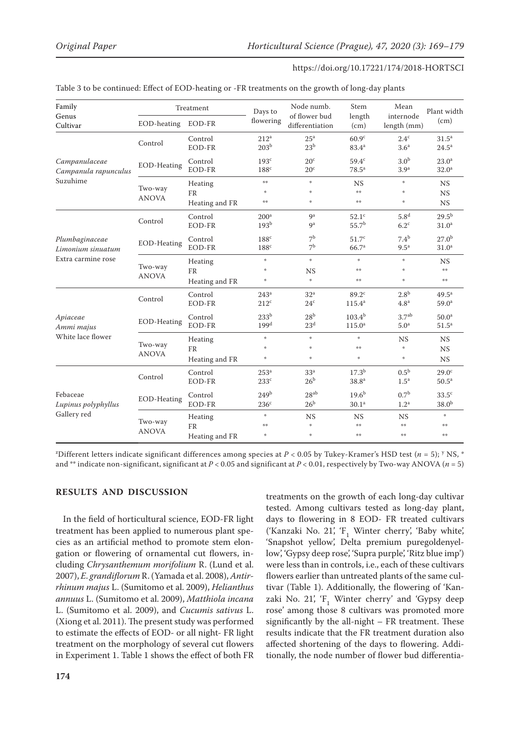Table 3 to be continued: Effect of EOD-heating or -FR treatments on the growth of long-day plants

| Family Genus Cultivar | Treatment | | Days to flowering | Node numb. of flower bud differentiation | Stem length (cm) | Mean internode length (mm) | Plant width (cm) |
|---|---|---|---|---|---|---|---|
| | EOD-heating | EOD-FR | | | | | |
| Campanulaceae *Campanula rapunculus* Suzuhime | Control | Control | $212^{a}$ | $25^{a}$ | $60.9^{c}$ | $2.4^{c}$ | $31.5^{a}$ |
| | | EOD-FR | $203^{b}$ | $23^{b}$ | $83.4^{a}$ | $3.6^{a}$ | $24.5^{a}$ |
| | EOD-Heating | Control | $193^{c}$ | $20^{c}$ | $59.4^{c}$ | $3.0^{b}$ | $23.0^{a}$ |
| | | EOD-FR | $188^{c}$ | $20^{c}$ | $78.5^{a}$ | $3.9^{a}$ | $32.0^{a}$ |
| | Two-way ANOVA | Heating | ** | * | NS | * | NS |
| | | FR | * | * | ** | * | NS |
| | | Heating and FR | ** | * | ** | * | NS |
| Plumbaginaceae *Limonium sinuatum* Extra carmine rose | Control | Control | $200^{a}$ | $9^{a}$ | $52.1^{c}$ | $5.8^{d}$ | $29.5^{b}$ |
| | | EOD-FR | $193^{b}$ | $9^{a}$ | $55.7^{b}$ | $6.2^{c}$ | $31.0^{a}$ |
| | EOD-Heating | Control | $188^{c}$ | $7^{b}$ | $51.7^{c}$ | $7.4^{b}$ | $27.0^{b}$ |
| | | EOD-FR | $188^{c}$ | $7^{b}$ | $66.7^{a}$ | $9.5^{a}$ | $31.0^{a}$ |
| | Two-way ANOVA | Heating | * | * | * | * | NS |
| | | FR | * | NS | ** | * | ** |
| | | Heating and FR | * | * | ** | * | ** |
| Apiaceae *Ammi majus* White lace flower | Control | Control | $243^{a}$ | $32^{a}$ | $89.2^{c}$ | $2.8^{b}$ | $49.5^{a}$ |
| | | EOD-FR | $212^{c}$ | $24^{c}$ | $115.4^{a}$ | $4.8^{a}$ | $59.0^{a}$ |
| | EOD-Heating | Control | $233^{b}$ | $28^{b}$ | $103.4^{b}$ | $3.7^{ab}$ | $50.0^{a}$ |
| | | EOD-FR | $199^{d}$ | $23^{d}$ | $115.0^{a}$ | $5.0^{a}$ | $51.5^{a}$ |
| | Two-way ANOVA | Heating | * | * | * | NS | NS |
| | | FR | * | * | ** | * | NS |
| | | Heating and FR | * | * | * | * | NS |
| Febaceae *Lupinus polyphyllus* Gallery red | Control | Control | $253^{a}$ | $33^{a}$ | $17.3^{b}$ | $0.5^{b}$ | $29.0^{c}$ |
| | | EOD-FR | $233^{c}$ | $26^{b}$ | $38.8^{a}$ | $1.5^{a}$ | $50.5^{a}$ |
| | EOD-Heating | Control | $249^{b}$ | $28^{ab}$ | $19.6^{b}$ | $0.7^{b}$ | $33.5^{c}$ |
| | | EOD-FR | $236^{c}$ | $26^{b}$ | $30.1^{a}$ | $1.2^{a}$ | $38.0^{b}$ |
| | Two-way ANOVA | Heating | * | NS | NS | NS | * |
| | | FR | ** | * | ** | ** | ** |
| | | Heating and FR | * | * | ** | ** | ** |

[z]Different letters indicate significant differences among species at $P < 0.05$ by Tukey-Kramer's HSD test ($n = 5$); [y] NS, * and ** indicate non-significant, significant at $P < 0.05$ and significant at $P < 0.01$, respectively by Two-way ANOVA ($n = 5$)

## RESULTS AND DISCUSSION

In the field of horticultural science, EOD-FR light treatment has been applied to numerous plant species as an artificial method to promote stem elongation or flowering of ornamental cut flowers, including *Chrysanthemum morifolium* R. (Lund et al. 2007), *E. grandiflorum* R. (Yamada et al. 2008), *Antirrhinum majus* L. (Sumitomo et al. 2009), *Helianthus annuus* L. (Sumitomo et al. 2009), *Matthiola incana* L. (Sumitomo et al. 2009), and *Cucumis sativus* L. (Xiong et al. 2011). The present study was performed to estimate the effects of EOD- or all night- FR light treatment on the morphology of several cut flowers in Experiment 1. Table 1 shows the effect of both FR treatments on the growth of each long-day cultivar tested. Among cultivars tested as long-day plant, days to flowering in 8 EOD- FR treated cultivars ('Kanzaki No. 21', '$F_1$ Winter cherry', 'Baby white', 'Snapshot yellow', Delta premium puregoldenyellow', 'Gypsy deep rose', 'Supra purple', 'Ritz blue imp') were less than in controls, i.e., each of these cultivars flowers earlier than untreated plants of the same cultivar (Table 1). Additionally, the flowering of 'Kanzaki No. 21', '$F_1$ Winter cherry' and 'Gypsy deep rose' among those 8 cultivars was promoted more significantly by the all-night – FR treatment. These results indicate that the FR treatment duration also affected shortening of the days to flowering. Additionally, the node number of flower bud differentia-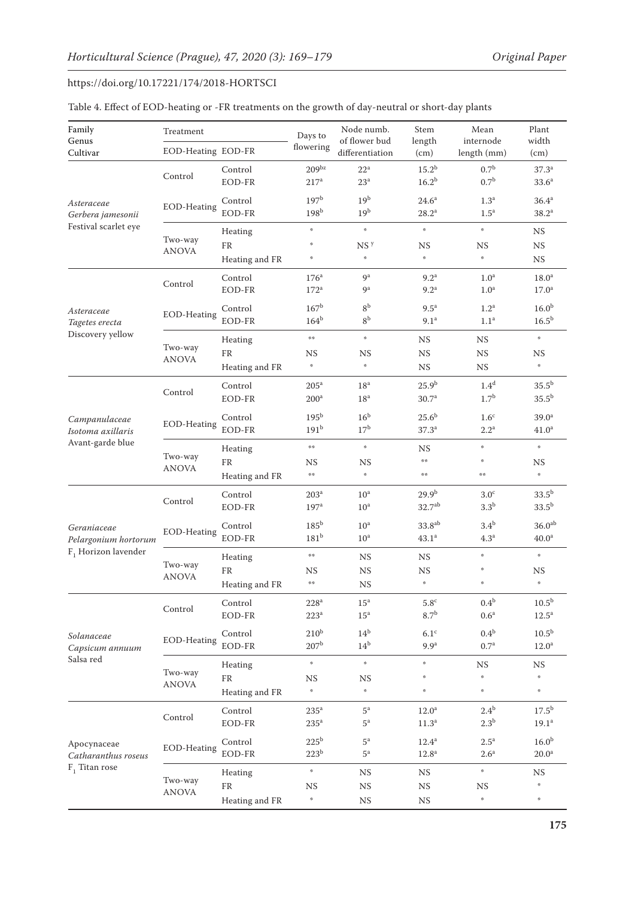Table 4. Effect of EOD-heating or -FR treatments on the growth of day-neutral or short-day plants

| Family<br>Genus<br>Cultivar | Treatment | | Days to flowering | Node numb. of flower bud differentiation | Stem length (cm) | Mean internode length (mm) | Plant width (cm) |
|---|---|---|---|---|---|---|---|
| | EOD-Heating | EOD-FR | | | | | |
| Asteraceae<br>*Gerbera jamesonii*<br>Festival scarlet eye | Control | Control | 209[bz] | 22[a] | 15.2[b] | 0.7[b] | 37.3[a] |
| | | EOD-FR | 217[a] | 23[a] | 16.2[b] | 0.7[b] | 33.6[a] |
| | EOD-Heating | Control | 197[b] | 19[b] | 24.6[a] | 1.3[a] | 36.4[a] |
| | | EOD-FR | 198[b] | 19[b] | 28.2[a] | 1.5[a] | 38.2[a] |
| | Two-way ANOVA | Heating | * | * | * | * | NS |
| | | FR | * | NS[y] | NS | NS | NS |
| | | Heating and FR | * | * | * | * | NS |
| Asteraceae<br>*Tagetes erecta*<br>Discovery yellow | Control | Control | 176[a] | 9[a] | 9.2[a] | 1.0[a] | 18.0[a] |
| | | EOD-FR | 172[a] | 9[a] | 9.2[a] | 1.0[a] | 17.0[a] |
| | EOD-Heating | Control | 167[b] | 8[b] | 9.5[a] | 1.2[a] | 16.0[b] |
| | | EOD-FR | 164[b] | 8[b] | 9.1[a] | 1.1[a] | 16.5[b] |
| | Two-way ANOVA | Heating | ** | * | NS | NS | * |
| | | FR | NS | NS | NS | NS | NS |
| | | Heating and FR | * | * | NS | NS | * |
| Campanulaceae<br>*Isotoma axillaris*<br>Avant-garde blue | Control | Control | 205[a] | 18[a] | 25.9[b] | 1.4[d] | 35.5[b] |
| | | EOD-FR | 200[a] | 18[a] | 30.7[a] | 1.7[b] | 35.5[b] |
| | EOD-Heating | Control | 195[b] | 16[b] | 25.6[b] | 1.6[c] | 39.0[a] |
| | | EOD-FR | 191[b] | 17[b] | 37.3[a] | 2.2[a] | 41.0[a] |
| | Two-way ANOVA | Heating | ** | * | NS | * | * |
| | | FR | NS | NS | ** | * | NS |
| | | Heating and FR | ** | * | ** | ** | * |
| Geraniaceae<br>*Pelargonium hortorum*<br>$F_1$ Horizon lavender | Control | Control | 203[a] | 10[a] | 29.9[b] | 3.0[c] | 33.5[b] |
| | | EOD-FR | 197[a] | 10[a] | 32.7[ab] | 3.3[b] | 33.5[b] |
| | EOD-Heating | Control | 185[b] | 10[a] | 33.8[ab] | 3.4[b] | 36.0[ab] |
| | | EOD-FR | 181[b] | 10[a] | 43.1[a] | 4.3[a] | 40.0[a] |
| | Two-way ANOVA | Heating | ** | NS | NS | * | * |
| | | FR | NS | NS | NS | * | NS |
| | | Heating and FR | ** | NS | * | * | * |
| Solanaceae<br>*Capsicum annuum*<br>Salsa red | Control | Control | 228[a] | 15[a] | 5.8[c] | 0.4[b] | 10.5[b] |
| | | EOD-FR | 223[a] | 15[a] | 8.7[b] | 0.6[a] | 12.5[a] |
| | EOD-Heating | Control | 210[b] | 14[b] | 6.1[c] | 0.4[b] | 10.5[b] |
| | | EOD-FR | 207[b] | 14[b] | 9.9[a] | 0.7[a] | 12.0[a] |
| | Two-way ANOVA | Heating | * | * | * | NS | NS |
| | | FR | NS | NS | * | * | * |
| | | Heating and FR | * | * | * | * | * |
| Apocynaceae<br>*Catharanthus roseus*<br>$F_1$ Titan rose | Control | Control | 235[a] | 5[a] | 12.0[a] | 2.4[b] | 17.5[b] |
| | | EOD-FR | 235[a] | 5[a] | 11.3[a] | 2.3[b] | 19.1[a] |
| | EOD-Heating | Control | 225[b] | 5[a] | 12.4[a] | 2.5[a] | 16.0[b] |
| | | EOD-FR | 223[b] | 5[a] | 12.8[a] | 2.6[a] | 20.0[a] |
| | Two-way ANOVA | Heating | * | NS | NS | * | NS |
| | | FR | NS | NS | NS | NS | * |
| | | Heating and FR | * | NS | NS | * | * |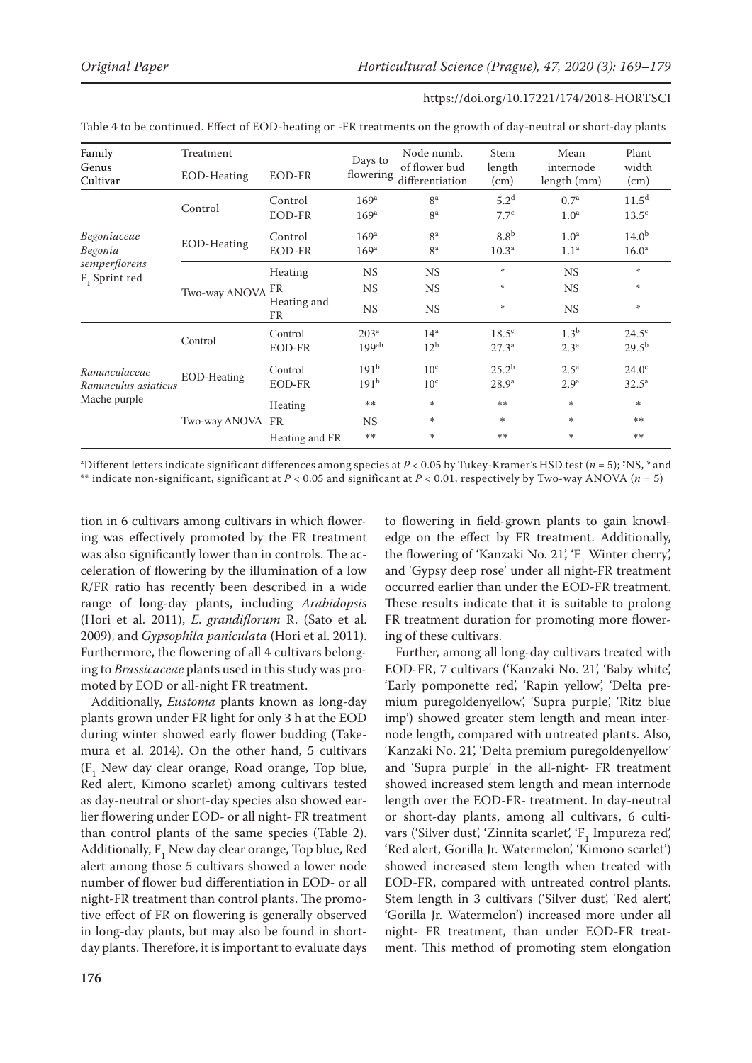Table 4 to be continued. Effect of EOD-heating or -FR treatments on the growth of day-neutral or short-day plants

| Family<br>Genus<br>Cultivar | Treatment<br>EOD-Heating | EOD-FR | Days to flowering | Node numb. of flower bud differentiation | Stem length (cm) | Mean internode length (mm) | Plant width (cm) |
|---|---|---|---|---|---|---|---|
| *Begoniaceae*<br>*Begonia semperflorens*<br>$F_1$ Sprint red | Control | Control | 169[a] | 8[a] | 5.2[d] | 0.7[a] | 11.5[d] |
| | | EOD-FR | 169[a] | 8[a] | 7.7[c] | 1.0[a] | 13.5[c] |
| | EOD-Heating | Control | 169[a] | 8[a] | 8.8[b] | 1.0[a] | 14.0[b] |
| | | EOD-FR | 169[a] | 8[a] | 10.3[a] | 1.1[a] | 16.0[a] |
| | Two-way ANOVA | Heating | NS | NS | * | NS | * |
| | | FR | NS | NS | * | NS | * |
| | | Heating and FR | NS | NS | * | NS | * |
| *Ranunculaceae*<br>*Ranunculus asiaticus*<br>Mache purple | Control | Control | 203[a] | 14[a] | 18.5[c] | 1.3[b] | 24.5[c] |
| | | EOD-FR | 199[ab] | 12[b] | 27.3[a] | 2.3[a] | 29.5[b] |
| | EOD-Heating | Control | 191[b] | 10[c] | 25.2[b] | 2.5[a] | 24.0[c] |
| | | EOD-FR | 191[b] | 10[c] | 28.9[a] | 2.9[a] | 32.5[a] |
| | Two-way ANOVA | Heating | ** | * | ** | * | * |
| | | FR | NS | * | * | * | ** |
| | | Heating and FR | ** | * | ** | * | ** |

[z]Different letters indicate significant differences among species at $P < 0.05$ by Tukey-Kramer's HSD test ($n = 5$); [y]NS, * and ** indicate non-significant, significant at $P < 0.05$ and significant at $P < 0.01$, respectively by Two-way ANOVA ($n = 5$)

tion in 6 cultivars among cultivars in which flowering was effectively promoted by the FR treatment was also significantly lower than in controls. The acceleration of flowering by the illumination of a low R/FR ratio has recently been described in a wide range of long-day plants, including *Arabidopsis* (Hori et al. 2011), *E. grandiflorum* R. (Sato et al. 2009), and *Gypsophila paniculata* (Hori et al. 2011). Furthermore, the flowering of all 4 cultivars belonging to *Brassicaceae* plants used in this study was promoted by EOD or all-night FR treatment.

Additionally, *Eustoma* plants known as long-day plants grown under FR light for only 3 h at the EOD during winter showed early flower budding (Takemura et al. 2014). On the other hand, 5 cultivars ($F_1$ New day clear orange, Road orange, Top blue, Red alert, Kimono scarlet) among cultivars tested as day-neutral or short-day species also showed earlier flowering under EOD- or all night- FR treatment than control plants of the same species (Table 2). Additionally, $F_1$ New day clear orange, Top blue, Red alert among those 5 cultivars showed a lower node number of flower bud differentiation in EOD- or all night-FR treatment than control plants. The promotive effect of FR on flowering is generally observed in long-day plants, but may also be found in short-day plants. Therefore, it is important to evaluate days to flowering in field-grown plants to gain knowledge on the effect by FR treatment. Additionally, the flowering of 'Kanzaki No. 21', '$F_1$ Winter cherry', and 'Gypsy deep rose' under all night-FR treatment occurred earlier than under the EOD-FR treatment. These results indicate that it is suitable to prolong FR treatment duration for promoting more flowering of these cultivars.

Further, among all long-day cultivars treated with EOD-FR, 7 cultivars ('Kanzaki No. 21', 'Baby white', 'Early pomponette red', 'Rapin yellow', 'Delta premium puregoldenyellow', 'Supra purple', 'Ritz blue imp') showed greater stem length and mean internode length, compared with untreated plants. Also, 'Kanzaki No. 21', 'Delta premium puregoldenyellow' and 'Supra purple' in the all-night- FR treatment showed increased stem length and mean internode length over the EOD-FR- treatment. In day-neutral or short-day plants, among all cultivars, 6 cultivars ('Silver dust', 'Zinnita scarlet', '$F_1$ Impureza red', 'Red alert, Gorilla Jr. Watermelon', 'Kimono scarlet') showed increased stem length when treated with EOD-FR, compared with untreated control plants. Stem length in 3 cultivars ('Silver dust', 'Red alert', 'Gorilla Jr. Watermelon') increased more under all night- FR treatment, than under EOD-FR treatment. This method of promoting stem elongation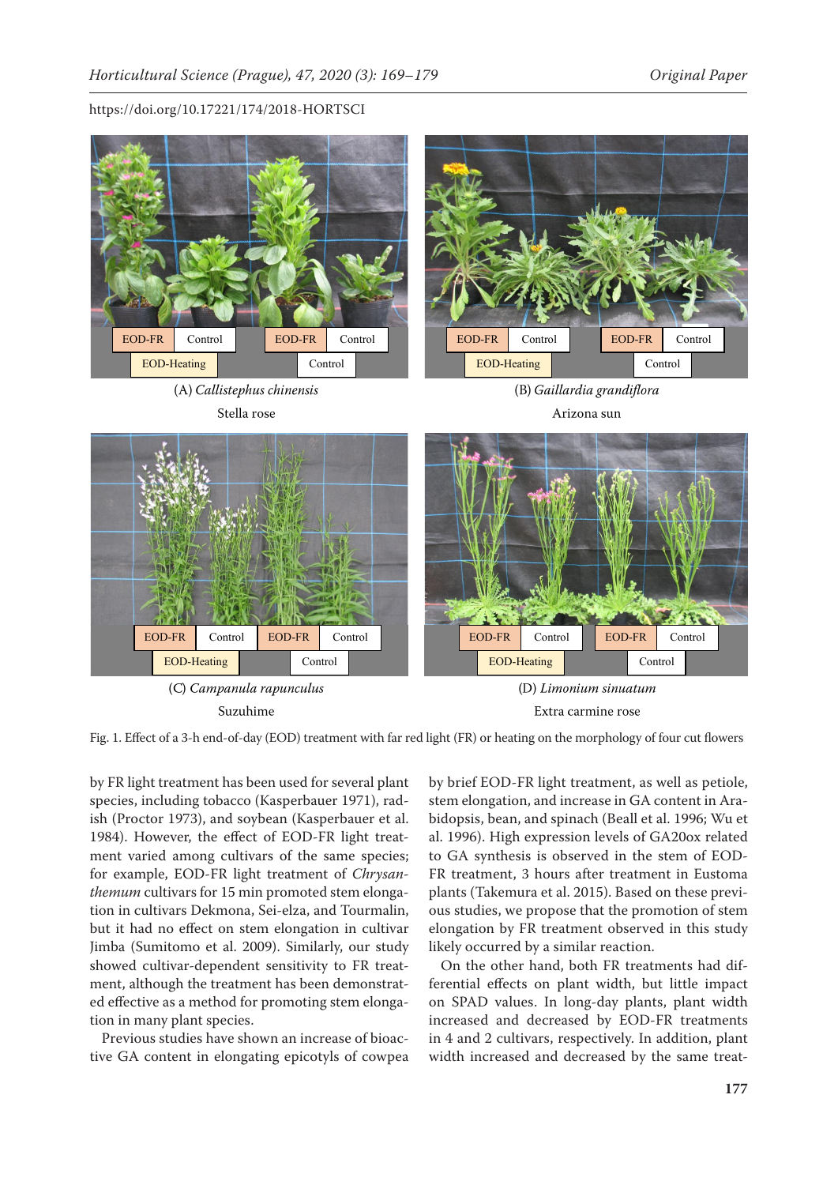(A) *Callistephus chinensis*

Stella rose

(B) *Gaillardia grandiflora*

Arizona sun

(C) *Campanula rapunculus*

Suzuhime

(D) *Limonium sinuatum*

Extra carmine rose

Fig. 1. Effect of a 3-h end-of-day (EOD) treatment with far red light (FR) or heating on the morphology of four cut flowers

by FR light treatment has been used for several plant species, including tobacco (Kasperbauer 1971), radish (Proctor 1973), and soybean (Kasperbauer et al. 1984). However, the effect of EOD-FR light treatment varied among cultivars of the same species; for example, EOD-FR light treatment of *Chrysanthemum* cultivars for 15 min promoted stem elongation in cultivars Dekmona, Sei-elza, and Tourmalin, but it had no effect on stem elongation in cultivar Jimba (Sumitomo et al. 2009). Similarly, our study showed cultivar-dependent sensitivity to FR treatment, although the treatment has been demonstrated effective as a method for promoting stem elongation in many plant species.

Previous studies have shown an increase of bioactive GA content in elongating epicotyls of cowpea by brief EOD-FR light treatment, as well as petiole, stem elongation, and increase in GA content in Arabidopsis, bean, and spinach (Beall et al. 1996; Wu et al. 1996). High expression levels of GA20ox related to GA synthesis is observed in the stem of EOD-FR treatment, 3 hours after treatment in Eustoma plants (Takemura et al. 2015). Based on these previous studies, we propose that the promotion of stem elongation by FR treatment observed in this study likely occurred by a similar reaction.

On the other hand, both FR treatments had differential effects on plant width, but little impact on SPAD values. In long-day plants, plant width increased and decreased by EOD-FR treatments in 4 and 2 cultivars, respectively. In addition, plant width increased and decreased by the same treat-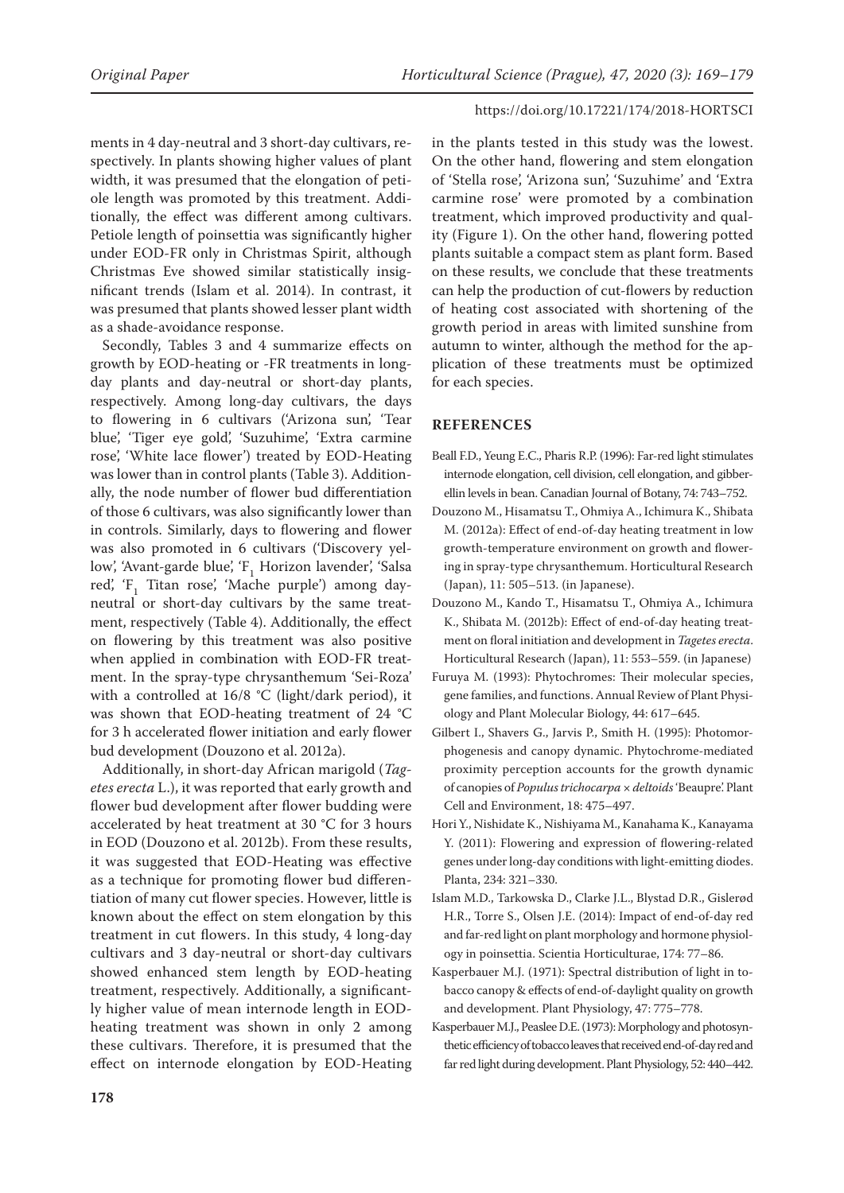ments in 4 day-neutral and 3 short-day cultivars, respectively. In plants showing higher values of plant width, it was presumed that the elongation of petiole length was promoted by this treatment. Additionally, the effect was different among cultivars. Petiole length of poinsettia was significantly higher under EOD-FR only in Christmas Spirit, although Christmas Eve showed similar statistically insignificant trends (Islam et al. 2014). In contrast, it was presumed that plants showed lesser plant width as a shade-avoidance response.

Secondly, Tables 3 and 4 summarize effects on growth by EOD-heating or -FR treatments in long-day plants and day-neutral or short-day plants, respectively. Among long-day cultivars, the days to flowering in 6 cultivars ('Arizona sun', 'Tear blue', 'Tiger eye gold', 'Suzuhime', 'Extra carmine rose', 'White lace flower') treated by EOD-Heating was lower than in control plants (Table 3). Additionally, the node number of flower bud differentiation of those 6 cultivars, was also significantly lower than in controls. Similarly, days to flowering and flower was also promoted in 6 cultivars ('Discovery yellow', 'Avant-garde blue', '$F_1$ Horizon lavender', 'Salsa red', '$F_1$ Titan rose', 'Mache purple') among day-neutral or short-day cultivars by the same treatment, respectively (Table 4). Additionally, the effect on flowering by this treatment was also positive when applied in combination with EOD-FR treatment. In the spray-type chrysanthemum 'Sei-Roza' with a controlled at 16/8 °C (light/dark period), it was shown that EOD-heating treatment of 24 °C for 3 h accelerated flower initiation and early flower bud development (Douzono et al. 2012a).

Additionally, in short-day African marigold (*Tagetes erecta* L.), it was reported that early growth and flower bud development after flower budding were accelerated by heat treatment at 30 °C for 3 hours in EOD (Douzono et al. 2012b). From these results, it was suggested that EOD-Heating was effective as a technique for promoting flower bud differentiation of many cut flower species. However, little is known about the effect on stem elongation by this treatment in cut flowers. In this study, 4 long-day cultivars and 3 day-neutral or short-day cultivars showed enhanced stem length by EOD-heating treatment, respectively. Additionally, a significantly higher value of mean internode length in EOD-heating treatment was shown in only 2 among these cultivars. Therefore, it is presumed that the effect on internode elongation by EOD-Heating in the plants tested in this study was the lowest. On the other hand, flowering and stem elongation of 'Stella rose', 'Arizona sun', 'Suzuhime' and 'Extra carmine rose' were promoted by a combination treatment, which improved productivity and quality (Figure 1). On the other hand, flowering potted plants suitable a compact stem as plant form. Based on these results, we conclude that these treatments can help the production of cut-flowers by reduction of heating cost associated with shortening of the growth period in areas with limited sunshine from autumn to winter, although the method for the application of these treatments must be optimized for each species.

## REFERENCES

Beall F.D., Yeung E.C., Pharis R.P. (1996): Far-red light stimulates internode elongation, cell division, cell elongation, and gibberellin levels in bean. Canadian Journal of Botany, 74: 743–752.

Douzono M., Hisamatsu T., Ohmiya A., Ichimura K., Shibata M. (2012a): Effect of end-of-day heating treatment in low growth-temperature environment on growth and flowering in spray-type chrysanthemum. Horticultural Research (Japan), 11: 505–513. (in Japanese).

Douzono M., Kando T., Hisamatsu T., Ohmiya A., Ichimura K., Shibata M. (2012b): Effect of end-of-day heating treatment on floral initiation and development in *Tagetes erecta*. Horticultural Research (Japan), 11: 553–559. (in Japanese)

Furuya M. (1993): Phytochromes: Their molecular species, gene families, and functions. Annual Review of Plant Physiology and Plant Molecular Biology, 44: 617–645.

Gilbert I., Shavers G., Jarvis P., Smith H. (1995): Photomorphogenesis and canopy dynamic. Phytochrome-mediated proximity perception accounts for the growth dynamic of canopies of *Populus trichocarpa* × *deltoids* 'Beaupre'. Plant Cell and Environment, 18: 475–497.

Hori Y., Nishidate K., Nishiyama M., Kanahama K., Kanayama Y. (2011): Flowering and expression of flowering-related genes under long-day conditions with light-emitting diodes. Planta, 234: 321–330.

Islam M.D., Tarkowska D., Clarke J.L., Blystad D.R., Gislerød H.R., Torre S., Olsen J.E. (2014): Impact of end-of-day red and far-red light on plant morphology and hormone physiology in poinsettia. Scientia Horticulturae, 174: 77–86.

Kasperbauer M.J. (1971): Spectral distribution of light in tobacco canopy & effects of end-of-daylight quality on growth and development. Plant Physiology, 47: 775–778.

Kasperbauer M.J., Peaslee D.E. (1973): Morphology and photosynthetic efficiency of tobacco leaves that received end-of-day red and far red light during development. Plant Physiology, 52: 440–442.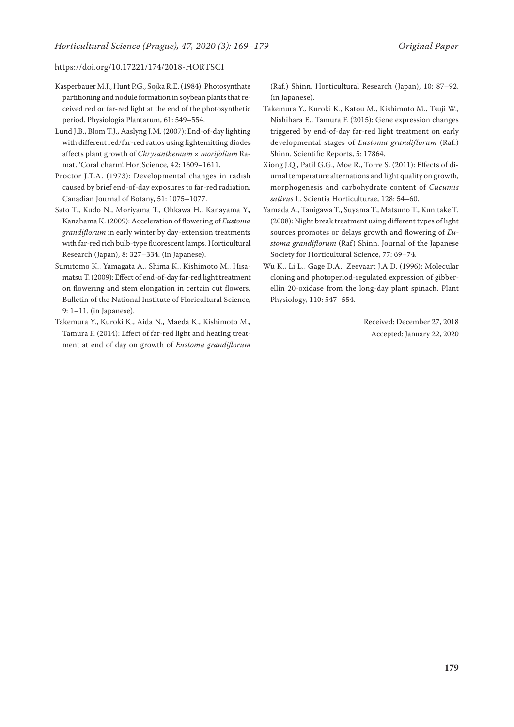Kasperbauer M.J., Hunt P.G., Sojka R.E. (1984): Photosynthate partitioning and nodule formation in soybean plants that received red or far-red light at the end of the photosynthetic period. Physiologia Plantarum, 61: 549–554.

Lund J.B., Blom T.J., Aaslyng J.M. (2007): End-of-day lighting with different red/far-red ratios using lightemitting diodes affects plant growth of *Chrysanthemum* × *morifolium* Ramat. 'Coral charm'. HortScience, 42: 1609–1611.

Proctor J.T.A. (1973): Developmental changes in radish caused by brief end-of-day exposures to far-red radiation. Canadian Journal of Botany, 51: 1075–1077.

Sato T., Kudo N., Moriyama T., Ohkawa H., Kanayama Y., Kanahama K. (2009): Acceleration of flowering of *Eustoma grandiflorum* in early winter by day-extension treatments with far-red rich bulb-type fluorescent lamps. Horticultural Research (Japan), 8: 327–334. (in Japanese).

Sumitomo K., Yamagata A., Shima K., Kishimoto M., Hisamatsu T. (2009): Effect of end-of-day far-red light treatment on flowering and stem elongation in certain cut flowers. Bulletin of the National Institute of Floricultural Science, 9: 1–11. (in Japanese).

Takemura Y., Kuroki K., Aida N., Maeda K., Kishimoto M., Tamura F. (2014): Effect of far-red light and heating treatment at end of day on growth of *Eustoma grandiflorum* (Raf.) Shinn. Horticultural Research (Japan), 10: 87–92. (in Japanese).

Takemura Y., Kuroki K., Katou M., Kishimoto M., Tsuji W., Nishihara E., Tamura F. (2015): Gene expression changes triggered by end-of-day far-red light treatment on early developmental stages of *Eustoma grandiflorum* (Raf.) Shinn. Scientific Reports, 5: 17864.

Xiong J.Q., Patil G.G., Moe R., Torre S. (2011): Effects of diurnal temperature alternations and light quality on growth, morphogenesis and carbohydrate content of *Cucumis sativus* L. Scientia Horticulturae, 128: 54–60.

Yamada A., Tanigawa T., Suyama T., Matsuno T., Kunitake T. (2008): Night break treatment using different types of light sources promotes or delays growth and flowering of *Eustoma grandiflorum* (Raf) Shinn. Journal of the Japanese Society for Horticultural Science, 77: 69–74.

Wu K., Li L., Gage D.A., Zeevaart J.A.D. (1996): Molecular cloning and photoperiod-regulated expression of gibberellin 20-oxidase from the long-day plant spinach. Plant Physiology, 110: 547–554.

Received: December 27, 2018
Accepted: January 22, 2020